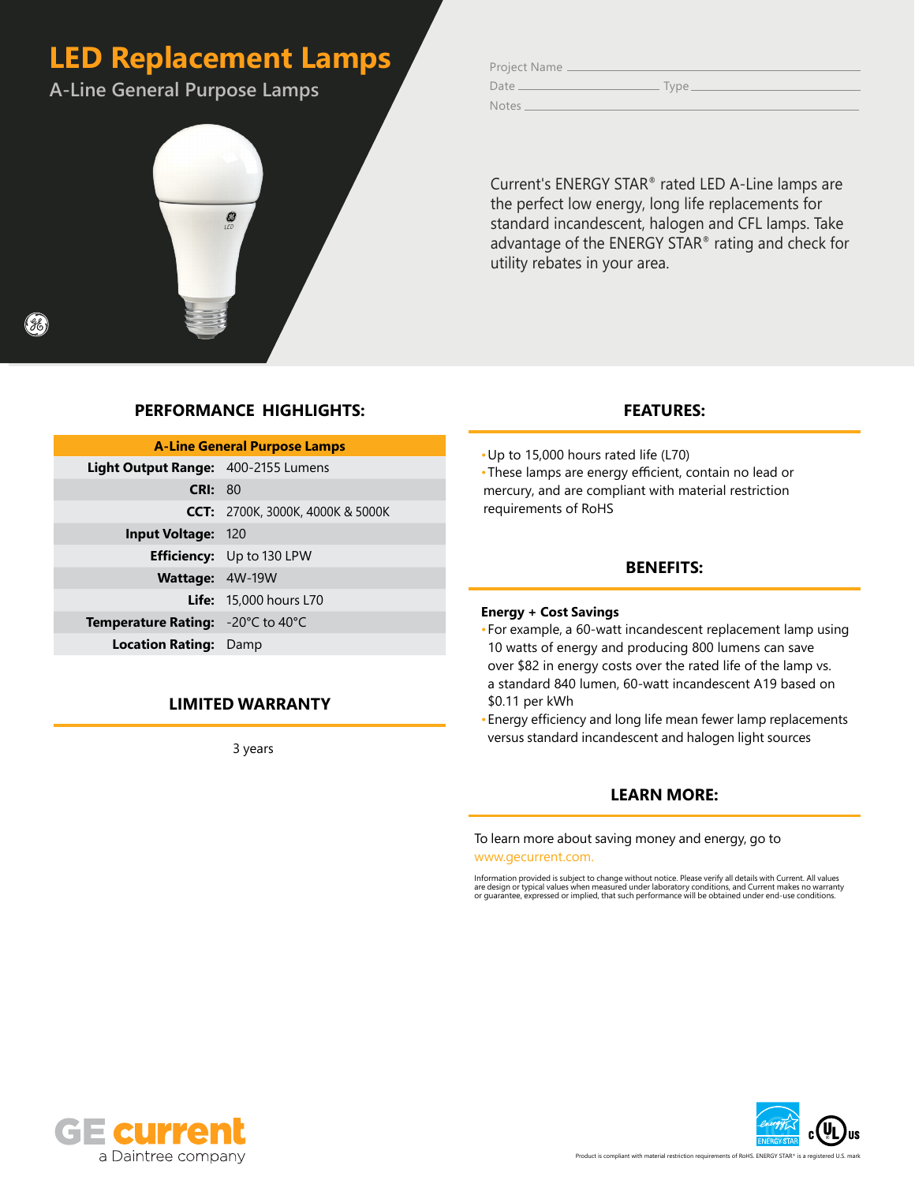# LED Replacement Lamps

## A-Line General Purpose Lamps

Project Name

Date Type

Notes

Current's ENERGY STAR® rated LED A-Line lamps are the perfect low energy, long life replacements for standard incandescent, halogen and CFL lamps. Take advantage of the ENERGY STAR® rating and check for utility rebates in your area.

## PERFORMANCE HIGHLIGHTS:

| A-Line General Purpose Lamps | |
|---|---|
| **Light Output Range:** | 400-2155 Lumens |
| **CRI:** | 80 |
| **CCT:** | 2700K, 3000K, 4000K & 5000K |
| **Input Voltage:** | 120 |
| **Efficiency:** | Up to 130 LPW |
| **Wattage:** | 4W-19W |
| **Life:** | 15,000 hours L70 |
| **Temperature Rating:** | -20°C to 40°C |
| **Location Rating:** | Damp |

## LIMITED WARRANTY

3 years

## FEATURES:

- Up to 15,000 hours rated life (L70)
- These lamps are energy efficient, contain no lead or mercury, and are compliant with material restriction requirements of RoHS

## BENEFITS:

**Energy + Cost Savings**

- For example, a 60-watt incandescent replacement lamp using 10 watts of energy and producing 800 lumens can save over $82 in energy costs over the rated life of the lamp vs. a standard 840 lumen, 60-watt incandescent A19 based on $0.11 per kWh
- Energy efficiency and long life mean fewer lamp replacements versus standard incandescent and halogen light sources

## LEARN MORE:

To learn more about saving money and energy, go to www.gecurrent.com.

Information provided is subject to change without notice. Please verify all details with Current. All values are design or typical values when measured under laboratory conditions, and Current makes no warranty or guarantee, expressed or implied, that such performance will be obtained under end-use conditions.

GE current
a Daintree company

Product is compliant with material restriction requirements of RoHS. ENERGY STAR® is a registered U.S. mark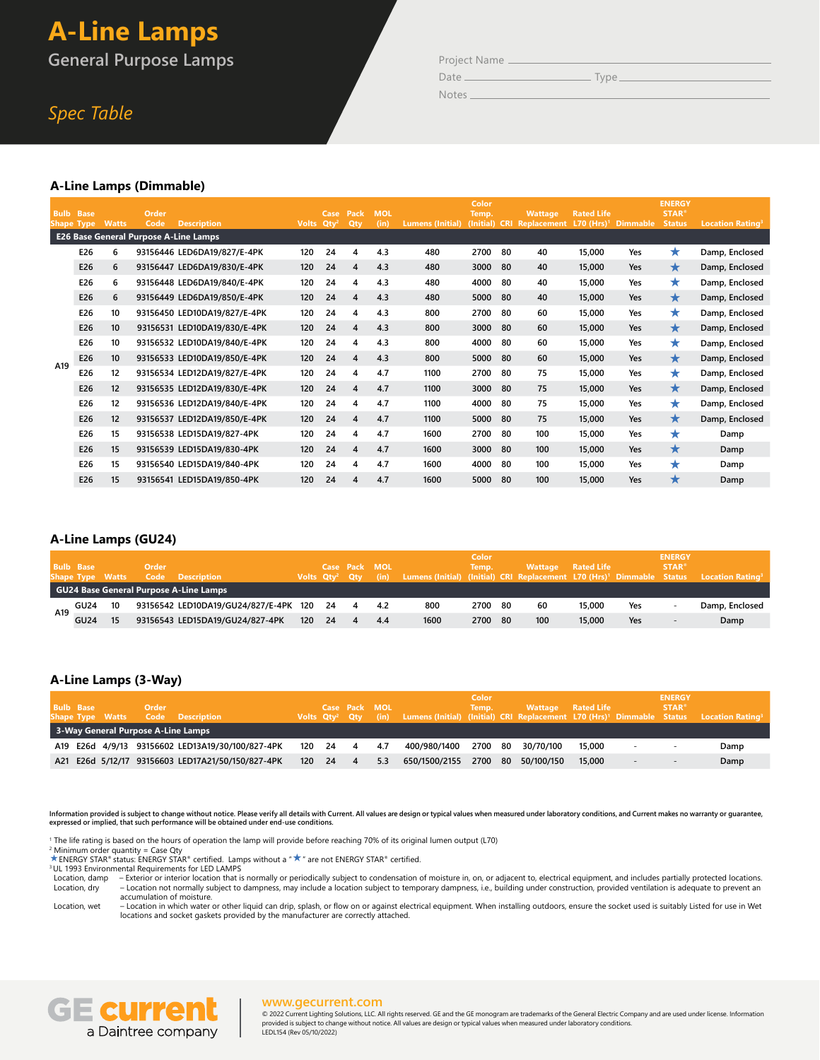# A-Line Lamps

## General Purpose Lamps

*Spec Table*

Project Name
Date Type
Notes

### A-Line Lamps (Dimmable)

| Bulb Shape | Base Type | Watts | Order Code | Description | Volts | Case Qty[2] | Pack Qty | MOL (in) | Lumens (Initial) | Color Temp. (Initial) | CRI | Wattage Replacement | Rated Life L70 (Hrs)[1] | Dimmable | ENERGY STAR® Status | Location Rating[3] |
|---|---|---|---|---|---|---|---|---|---|---|---|---|---|---|---|---|
| **E26 Base General Purpose A-Line Lamps** | | | | | | | | | | | | | | | | |
| A19 | E26 | 6 | 93156446 | LED6DA19/827/E-4PK | 120 | 24 | 4 | 4.3 | 480 | 2700 | 80 | 40 | 15,000 | Yes | ★ | Damp, Enclosed |
| | E26 | 6 | 93156447 | LED6DA19/830/E-4PK | 120 | 24 | 4 | 4.3 | 480 | 3000 | 80 | 40 | 15,000 | Yes | ★ | Damp, Enclosed |
| | E26 | 6 | 93156448 | LED6DA19/840/E-4PK | 120 | 24 | 4 | 4.3 | 480 | 4000 | 80 | 40 | 15,000 | Yes | ★ | Damp, Enclosed |
| | E26 | 6 | 93156449 | LED6DA19/850/E-4PK | 120 | 24 | 4 | 4.3 | 480 | 5000 | 80 | 40 | 15,000 | Yes | ★ | Damp, Enclosed |
| | E26 | 10 | 93156450 | LED10DA19/827/E-4PK | 120 | 24 | 4 | 4.3 | 800 | 2700 | 80 | 60 | 15,000 | Yes | ★ | Damp, Enclosed |
| | E26 | 10 | 93156531 | LED10DA19/830/E-4PK | 120 | 24 | 4 | 4.3 | 800 | 3000 | 80 | 60 | 15,000 | Yes | ★ | Damp, Enclosed |
| | E26 | 10 | 93156532 | LED10DA19/840/E-4PK | 120 | 24 | 4 | 4.3 | 800 | 4000 | 80 | 60 | 15,000 | Yes | ★ | Damp, Enclosed |
| | E26 | 10 | 93156533 | LED10DA19/850/E-4PK | 120 | 24 | 4 | 4.3 | 800 | 5000 | 80 | 60 | 15,000 | Yes | ★ | Damp, Enclosed |
| | E26 | 12 | 93156534 | LED12DA19/827/E-4PK | 120 | 24 | 4 | 4.7 | 1100 | 2700 | 80 | 75 | 15,000 | Yes | ★ | Damp, Enclosed |
| | E26 | 12 | 93156535 | LED12DA19/830/E-4PK | 120 | 24 | 4 | 4.7 | 1100 | 3000 | 80 | 75 | 15,000 | Yes | ★ | Damp, Enclosed |
| | E26 | 12 | 93156536 | LED12DA19/840/E-4PK | 120 | 24 | 4 | 4.7 | 1100 | 4000 | 80 | 75 | 15,000 | Yes | ★ | Damp, Enclosed |
| | E26 | 12 | 93156537 | LED12DA19/850/E-4PK | 120 | 24 | 4 | 4.7 | 1100 | 5000 | 80 | 75 | 15,000 | Yes | ★ | Damp, Enclosed |
| | E26 | 15 | 93156538 | LED15DA19/827-4PK | 120 | 24 | 4 | 4.7 | 1600 | 2700 | 80 | 100 | 15,000 | Yes | ★ | Damp |
| | E26 | 15 | 93156539 | LED15DA19/830-4PK | 120 | 24 | 4 | 4.7 | 1600 | 3000 | 80 | 100 | 15,000 | Yes | ★ | Damp |
| | E26 | 15 | 93156540 | LED15DA19/840-4PK | 120 | 24 | 4 | 4.7 | 1600 | 4000 | 80 | 100 | 15,000 | Yes | ★ | Damp |
| | E26 | 15 | 93156541 | LED15DA19/850-4PK | 120 | 24 | 4 | 4.7 | 1600 | 5000 | 80 | 100 | 15,000 | Yes | ★ | Damp |

### A-Line Lamps (GU24)

| Bulb Shape | Base Type | Watts | Order Code | Description | Volts | Case Qty[2] | Pack Qty | MOL (in) | Lumens (Initial) | Color Temp. (Initial) | CRI | Wattage Replacement | Rated Life L70 (Hrs)[1] | Dimmable | ENERGY STAR® Status | Location Rating[3] |
|---|---|---|---|---|---|---|---|---|---|---|---|---|---|---|---|---|
| **GU24 Base General Purpose A-Line Lamps** | | | | | | | | | | | | | | | | |
| A19 | GU24 | 10 | 93156542 | LED10DA19/GU24/827/E-4PK | 120 | 24 | 4 | 4.2 | 800 | 2700 | 80 | 60 | 15,000 | Yes | - | Damp, Enclosed |
| | GU24 | 15 | 93156543 | LED15DA19/GU24/827-4PK | 120 | 24 | 4 | 4.4 | 1600 | 2700 | 80 | 100 | 15,000 | Yes | - | Damp |

### A-Line Lamps (3-Way)

| Bulb Shape | Base Type | Watts | Order Code | Description | Volts | Case Qty[2] | Pack Qty | MOL (in) | Lumens (Initial) | Color Temp. (Initial) | CRI | Wattage Replacement | Rated Life L70 (Hrs)[1] | Dimmable | ENERGY STAR® Status | Location Rating[3] |
|---|---|---|---|---|---|---|---|---|---|---|---|---|---|---|---|---|
| **3-Way General Purpose A-Line Lamps** | | | | | | | | | | | | | | | | |
| A19 | E26d | 4/9/13 | 93156602 | LED13A19/30/100/827-4PK | 120 | 24 | 4 | 4.7 | 400/980/1400 | 2700 | 80 | 30/70/100 | 15,000 | - | - | Damp |
| A21 | E26d | 5/12/17 | 93156603 | LED17A21/50/150/827-4PK | 120 | 24 | 4 | 5.3 | 650/1500/2155 | 2700 | 80 | 50/100/150 | 15,000 | - | - | Damp |

**Information provided is subject to change without notice. Please verify all details with Current. All values are design or typical values when measured under laboratory conditions, and Current makes no warranty or guarantee, expressed or implied, that such performance will be obtained under end-use conditions.**

[1] The life rating is based on the hours of operation the lamp will provide before reaching 70% of its original lumen output (L70)
[2] Minimum order quantity = Case Qty
★ ENERGY STAR® status: ENERGY STAR® certified. Lamps without a "★" are not ENERGY STAR® certified.
[3] UL 1993 Environmental Requirements for LED LAMPS

Location, damp – Exterior or interior location that is normally or periodically subject to condensation of moisture in, on, or adjacent to, electrical equipment, and includes partially protected locations.
Location, dry – Location not normally subject to dampness, may include a location subject to temporary dampness, i.e., building under construction, provided ventilation is adequate to prevent an accumulation of moisture.
Location, wet – Location in which water or other liquid can drip, splash, or flow on or against electrical equipment. When installing outdoors, ensure the socket used is suitably Listed for use in Wet locations and socket gaskets provided by the manufacturer are correctly attached.

GE current
a Daintree company

www.gecurrent.com
© 2022 Current Lighting Solutions, LLC. All rights reserved. GE and the GE monogram are trademarks of the General Electric Company and are used under license. Information provided is subject to change without notice. All values are design or typical values when measured under laboratory conditions.
LEDL154 (Rev 05/10/2022)